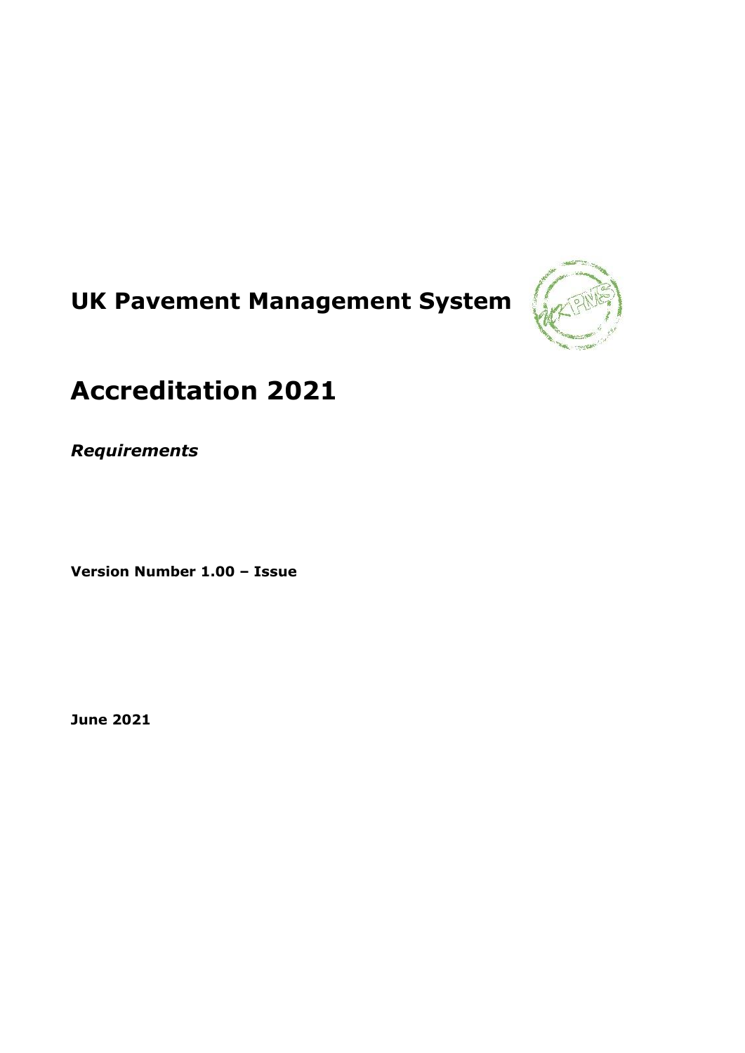# UK Pavement Management System

# Accreditation 2021

***Requirements***

**Version Number 1.00 – Issue**

**June 2021**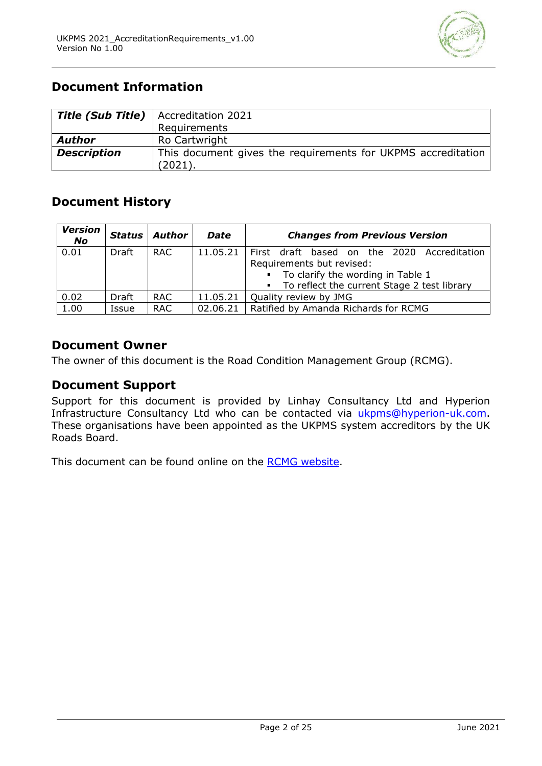## Document Information

| **Title (Sub Title)** | Accreditation 2021 Requirements |
|---|---|
| **Author** | Ro Cartwright |
| **Description** | This document gives the requirements for UKPMS accreditation (2021). |

## Document History

| ***Version No*** | ***Status*** | ***Author*** | ***Date*** | ***Changes from Previous Version*** |
|---|---|---|---|---|
| 0.01 | Draft | RAC | 11.05.21 | First draft based on the 2020 Accreditation Requirements but revised: ▪ To clarify the wording in Table 1 ▪ To reflect the current Stage 2 test library |
| 0.02 | Draft | RAC | 11.05.21 | Quality review by JMG |
| 1.00 | Issue | RAC | 02.06.21 | Ratified by Amanda Richards for RCMG |

## Document Owner

The owner of this document is the Road Condition Management Group (RCMG).

## Document Support

Support for this document is provided by Linhay Consultancy Ltd and Hyperion Infrastructure Consultancy Ltd who can be contacted via ukpms@hyperion-uk.com. These organisations have been appointed as the UKPMS system accreditors by the UK Roads Board.

This document can be found online on the RCMG website.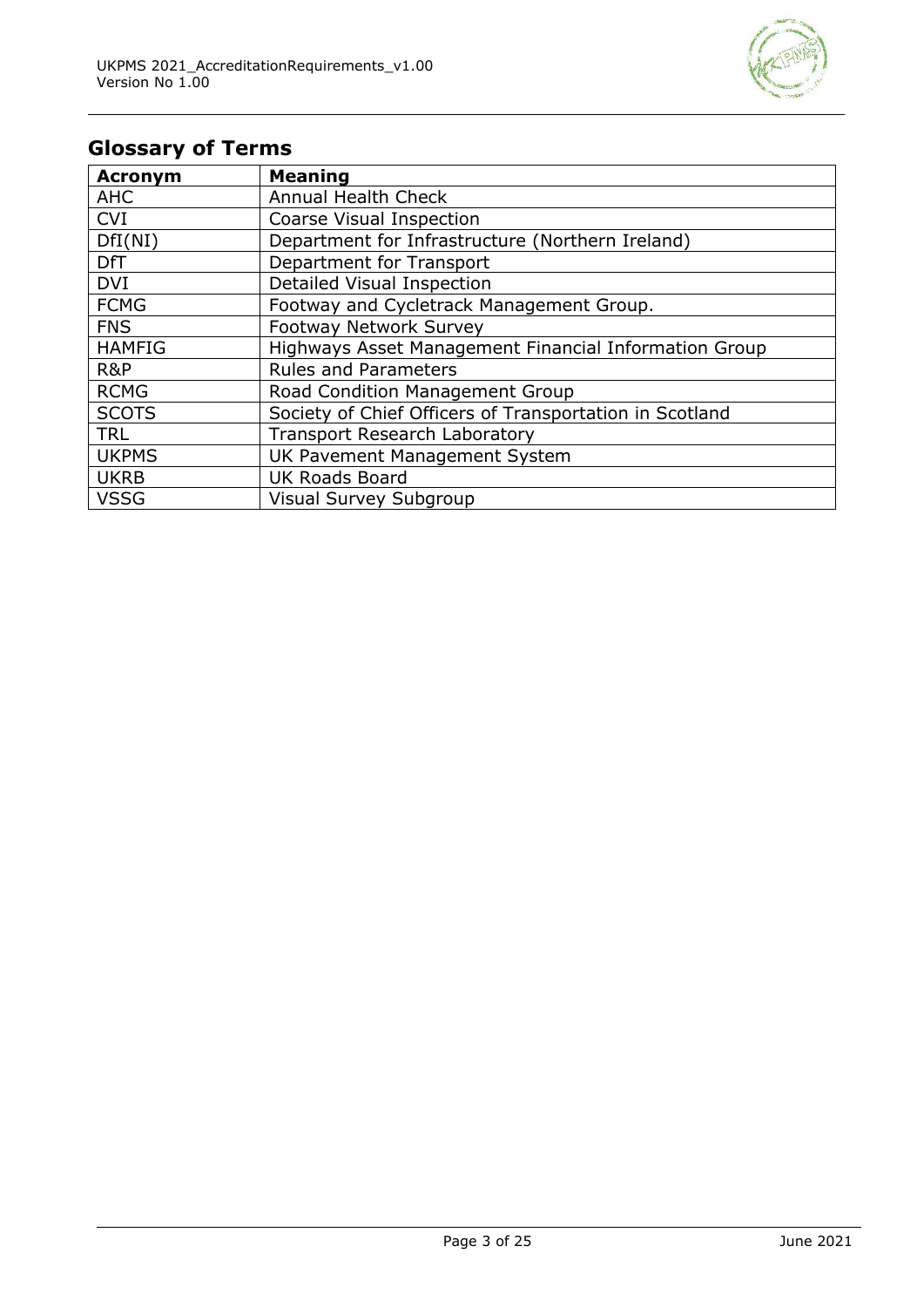## Glossary of Terms

| Acronym | Meaning |
|---|---|
| AHC | Annual Health Check |
| CVI | Coarse Visual Inspection |
| DfI(NI) | Department for Infrastructure (Northern Ireland) |
| DfT | Department for Transport |
| DVI | Detailed Visual Inspection |
| FCMG | Footway and Cycletrack Management Group. |
| FNS | Footway Network Survey |
| HAMFIG | Highways Asset Management Financial Information Group |
| R&P | Rules and Parameters |
| RCMG | Road Condition Management Group |
| SCOTS | Society of Chief Officers of Transportation in Scotland |
| TRL | Transport Research Laboratory |
| UKPMS | UK Pavement Management System |
| UKRB | UK Roads Board |
| VSSG | Visual Survey Subgroup |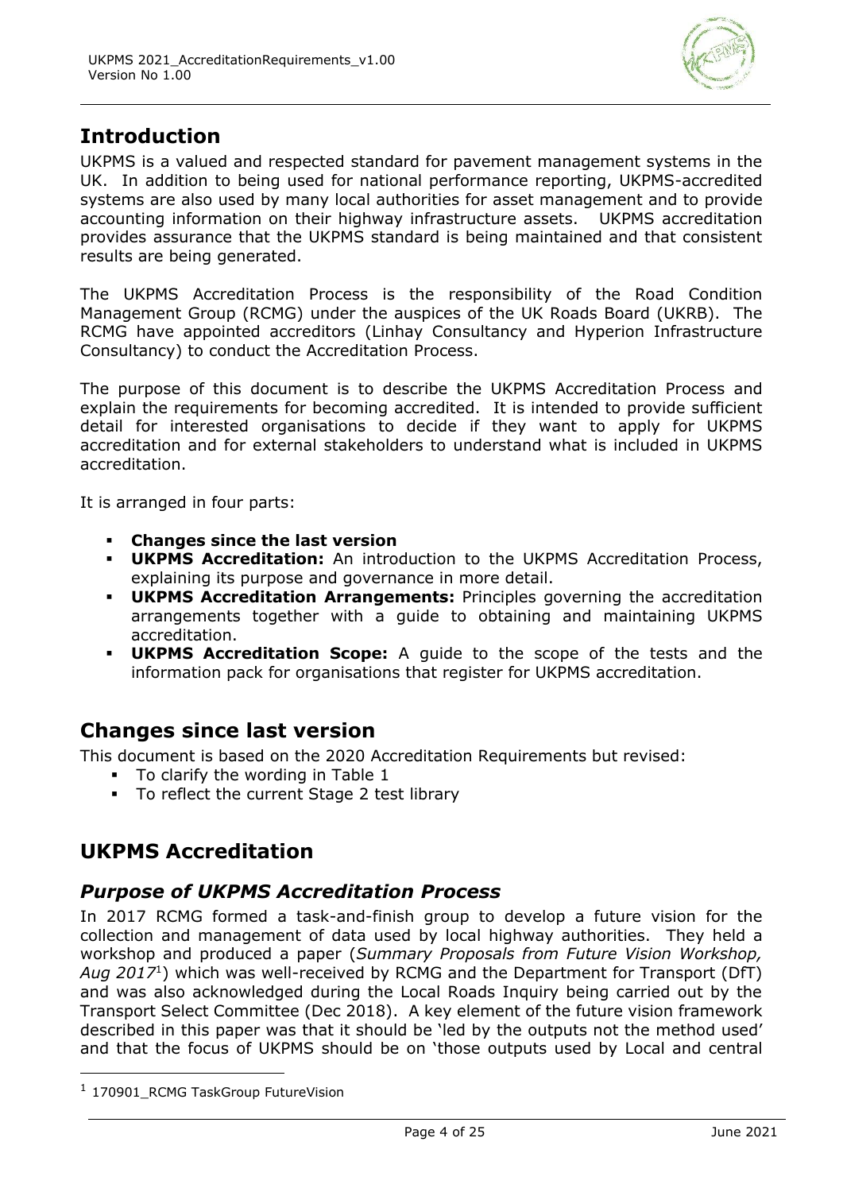## Introduction

UKPMS is a valued and respected standard for pavement management systems in the UK. In addition to being used for national performance reporting, UKPMS-accredited systems are also used by many local authorities for asset management and to provide accounting information on their highway infrastructure assets. UKPMS accreditation provides assurance that the UKPMS standard is being maintained and that consistent results are being generated.

The UKPMS Accreditation Process is the responsibility of the Road Condition Management Group (RCMG) under the auspices of the UK Roads Board (UKRB). The RCMG have appointed accreditors (Linhay Consultancy and Hyperion Infrastructure Consultancy) to conduct the Accreditation Process.

The purpose of this document is to describe the UKPMS Accreditation Process and explain the requirements for becoming accredited. It is intended to provide sufficient detail for interested organisations to decide if they want to apply for UKPMS accreditation and for external stakeholders to understand what is included in UKPMS accreditation.

It is arranged in four parts:

- **Changes since the last version**
- **UKPMS Accreditation:** An introduction to the UKPMS Accreditation Process, explaining its purpose and governance in more detail.
- **UKPMS Accreditation Arrangements:** Principles governing the accreditation arrangements together with a guide to obtaining and maintaining UKPMS accreditation.
- **UKPMS Accreditation Scope:** A guide to the scope of the tests and the information pack for organisations that register for UKPMS accreditation.

## Changes since last version

This document is based on the 2020 Accreditation Requirements but revised:

- To clarify the wording in Table 1
- To reflect the current Stage 2 test library

## UKPMS Accreditation

### *Purpose of UKPMS Accreditation Process*

In 2017 RCMG formed a task-and-finish group to develop a future vision for the collection and management of data used by local highway authorities. They held a workshop and produced a paper (*Summary Proposals from Future Vision Workshop, Aug 2017*[1]) which was well-received by RCMG and the Department for Transport (DfT) and was also acknowledged during the Local Roads Inquiry being carried out by the Transport Select Committee (Dec 2018). A key element of the future vision framework described in this paper was that it should be 'led by the outputs not the method used' and that the focus of UKPMS should be on 'those outputs used by Local and central

[1] 170901_RCMG TaskGroup FutureVision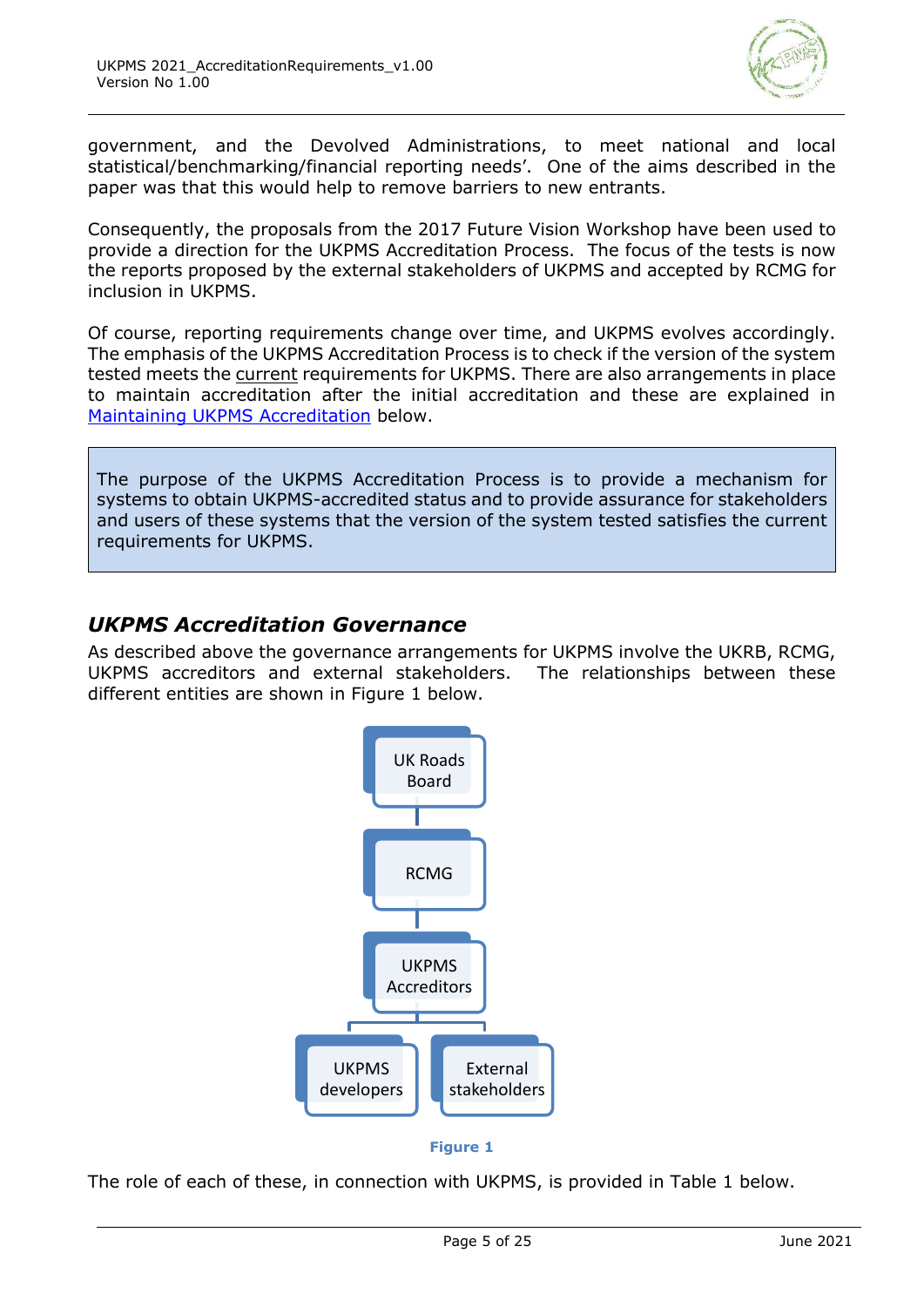government, and the Devolved Administrations, to meet national and local statistical/benchmarking/financial reporting needs'. One of the aims described in the paper was that this would help to remove barriers to new entrants.

Consequently, the proposals from the 2017 Future Vision Workshop have been used to provide a direction for the UKPMS Accreditation Process. The focus of the tests is now the reports proposed by the external stakeholders of UKPMS and accepted by RCMG for inclusion in UKPMS.

Of course, reporting requirements change over time, and UKPMS evolves accordingly. The emphasis of the UKPMS Accreditation Process is to check if the version of the system tested meets the current requirements for UKPMS. There are also arrangements in place to maintain accreditation after the initial accreditation and these are explained in Maintaining UKPMS Accreditation below.

> The purpose of the UKPMS Accreditation Process is to provide a mechanism for systems to obtain UKPMS-accredited status and to provide assurance for stakeholders and users of these systems that the version of the system tested satisfies the current requirements for UKPMS.

## *UKPMS Accreditation Governance*

As described above the governance arrangements for UKPMS involve the UKRB, RCMG, UKPMS accreditors and external stakeholders. The relationships between these different entities are shown in Figure 1 below.

UK Roads Board → RCMG → UKPMS Accreditors → UKPMS developers, External stakeholders

**Figure 1**

The role of each of these, in connection with UKPMS, is provided in Table 1 below.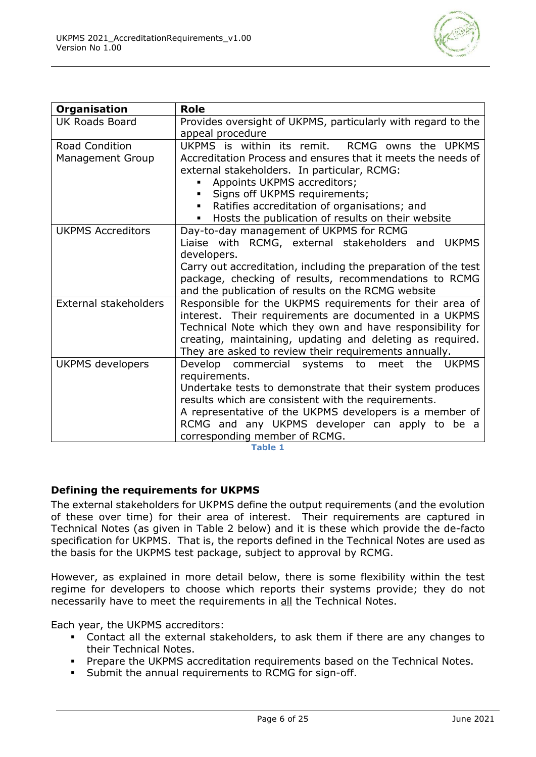| Organisation | Role |
| --- | --- |
| UK Roads Board | Provides oversight of UKPMS, particularly with regard to the appeal procedure |
| Road Condition Management Group | UKPMS is within its remit. RCMG owns the UPKMS Accreditation Process and ensures that it meets the needs of external stakeholders. In particular, RCMG:<br>▪ Appoints UKPMS accreditors;<br>▪ Signs off UKPMS requirements;<br>▪ Ratifies accreditation of organisations; and<br>▪ Hosts the publication of results on their website |
| UKPMS Accreditors | Day-to-day management of UKPMS for RCMG<br>Liaise with RCMG, external stakeholders and UKPMS developers.<br>Carry out accreditation, including the preparation of the test package, checking of results, recommendations to RCMG and the publication of results on the RCMG website |
| External stakeholders | Responsible for the UKPMS requirements for their area of interest. Their requirements are documented in a UKPMS Technical Note which they own and have responsibility for creating, maintaining, updating and deleting as required. They are asked to review their requirements annually. |
| UKPMS developers | Develop commercial systems to meet the UKPMS requirements.<br>Undertake tests to demonstrate that their system produces results which are consistent with the requirements.<br>A representative of the UKPMS developers is a member of RCMG and any UKPMS developer can apply to be a corresponding member of RCMG. |

**Table 1**

### Defining the requirements for UKPMS

The external stakeholders for UKPMS define the output requirements (and the evolution of these over time) for their area of interest. Their requirements are captured in Technical Notes (as given in Table 2 below) and it is these which provide the de-facto specification for UKPMS. That is, the reports defined in the Technical Notes are used as the basis for the UKPMS test package, subject to approval by RCMG.

However, as explained in more detail below, there is some flexibility within the test regime for developers to choose which reports their systems provide; they do not necessarily have to meet the requirements in all the Technical Notes.

Each year, the UKPMS accreditors:

- Contact all the external stakeholders, to ask them if there are any changes to their Technical Notes.
- Prepare the UKPMS accreditation requirements based on the Technical Notes.
- Submit the annual requirements to RCMG for sign-off.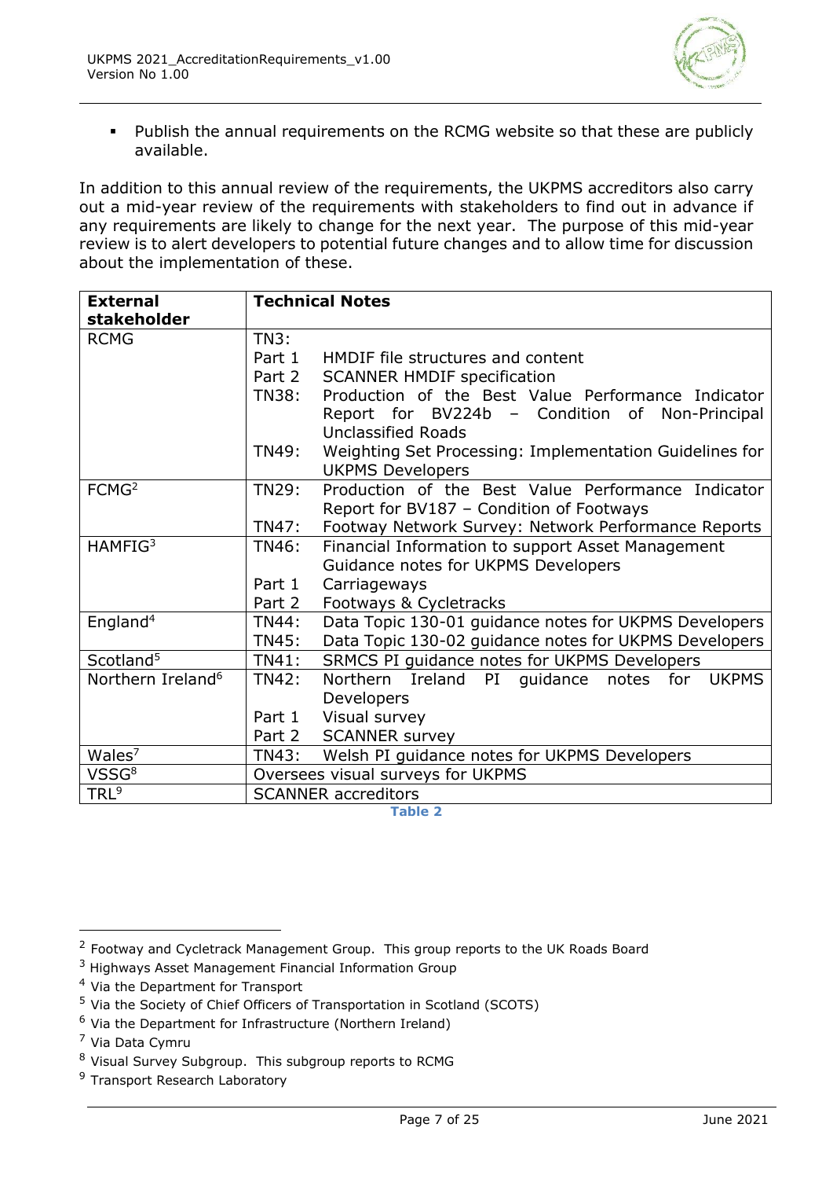- Publish the annual requirements on the RCMG website so that these are publicly available.

In addition to this annual review of the requirements, the UKPMS accreditors also carry out a mid-year review of the requirements with stakeholders to find out in advance if any requirements are likely to change for the next year. The purpose of this mid-year review is to alert developers to potential future changes and to allow time for discussion about the implementation of these.

| External stakeholder | Technical Notes | |
|---|---|---|
| RCMG | TN3: | |
| | Part 1 | HMDIF file structures and content |
| | Part 2 | SCANNER HMDIF specification |
| | TN38: | Production of the Best Value Performance Indicator Report for BV224b – Condition of Non-Principal Unclassified Roads |
| | TN49: | Weighting Set Processing: Implementation Guidelines for UKPMS Developers |
| FCMG[2] | TN29: | Production of the Best Value Performance Indicator Report for BV187 – Condition of Footways |
| | TN47: | Footway Network Survey: Network Performance Reports |
| HAMFIG[3] | TN46: | Financial Information to support Asset Management Guidance notes for UKPMS Developers |
| | Part 1 | Carriageways |
| | Part 2 | Footways & Cycletracks |
| England[4] | TN44: | Data Topic 130-01 guidance notes for UKPMS Developers |
| | TN45: | Data Topic 130-02 guidance notes for UKPMS Developers |
| Scotland[5] | TN41: | SRMCS PI guidance notes for UKPMS Developers |
| Northern Ireland[6] | TN42: | Northern Ireland PI guidance notes for UKPMS Developers |
| | Part 1 | Visual survey |
| | Part 2 | SCANNER survey |
| Wales[7] | TN43: | Welsh PI guidance notes for UKPMS Developers |
| VSSG[8] | Oversees visual surveys for UKPMS | |
| TRL[9] | SCANNER accreditors | |

**Table 2**

[2] Footway and Cycletrack Management Group. This group reports to the UK Roads Board

[3] Highways Asset Management Financial Information Group

[4] Via the Department for Transport

[5] Via the Society of Chief Officers of Transportation in Scotland (SCOTS)

[6] Via the Department for Infrastructure (Northern Ireland)

[7] Via Data Cymru

[8] Visual Survey Subgroup. This subgroup reports to RCMG

[9] Transport Research Laboratory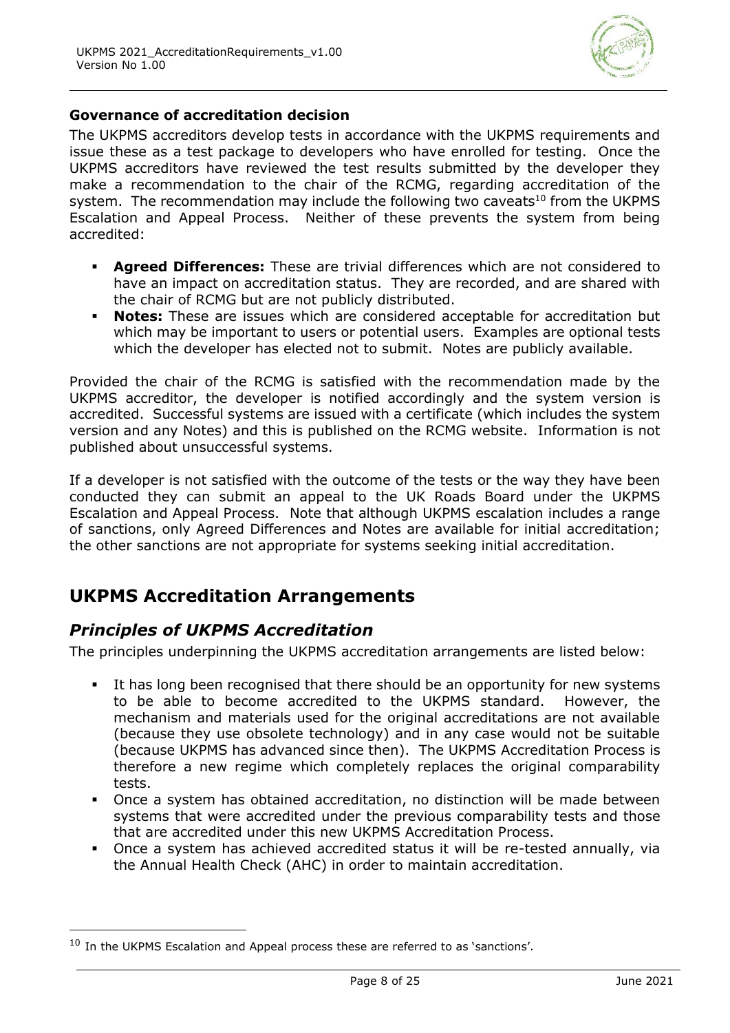**Governance of accreditation decision**

The UKPMS accreditors develop tests in accordance with the UKPMS requirements and issue these as a test package to developers who have enrolled for testing. Once the UKPMS accreditors have reviewed the test results submitted by the developer they make a recommendation to the chair of the RCMG, regarding accreditation of the system. The recommendation may include the following two caveats[10] from the UKPMS Escalation and Appeal Process. Neither of these prevents the system from being accredited:

- **Agreed Differences:** These are trivial differences which are not considered to have an impact on accreditation status. They are recorded, and are shared with the chair of RCMG but are not publicly distributed.
- **Notes:** These are issues which are considered acceptable for accreditation but which may be important to users or potential users. Examples are optional tests which the developer has elected not to submit. Notes are publicly available.

Provided the chair of the RCMG is satisfied with the recommendation made by the UKPMS accreditor, the developer is notified accordingly and the system version is accredited. Successful systems are issued with a certificate (which includes the system version and any Notes) and this is published on the RCMG website. Information is not published about unsuccessful systems.

If a developer is not satisfied with the outcome of the tests or the way they have been conducted they can submit an appeal to the UK Roads Board under the UKPMS Escalation and Appeal Process. Note that although UKPMS escalation includes a range of sanctions, only Agreed Differences and Notes are available for initial accreditation; the other sanctions are not appropriate for systems seeking initial accreditation.

# UKPMS Accreditation Arrangements

## *Principles of UKPMS Accreditation*

The principles underpinning the UKPMS accreditation arrangements are listed below:

- It has long been recognised that there should be an opportunity for new systems to be able to become accredited to the UKPMS standard. However, the mechanism and materials used for the original accreditations are not available (because they use obsolete technology) and in any case would not be suitable (because UKPMS has advanced since then). The UKPMS Accreditation Process is therefore a new regime which completely replaces the original comparability tests.
- Once a system has obtained accreditation, no distinction will be made between systems that were accredited under the previous comparability tests and those that are accredited under this new UKPMS Accreditation Process.
- Once a system has achieved accredited status it will be re-tested annually, via the Annual Health Check (AHC) in order to maintain accreditation.

[10] In the UKPMS Escalation and Appeal process these are referred to as 'sanctions'.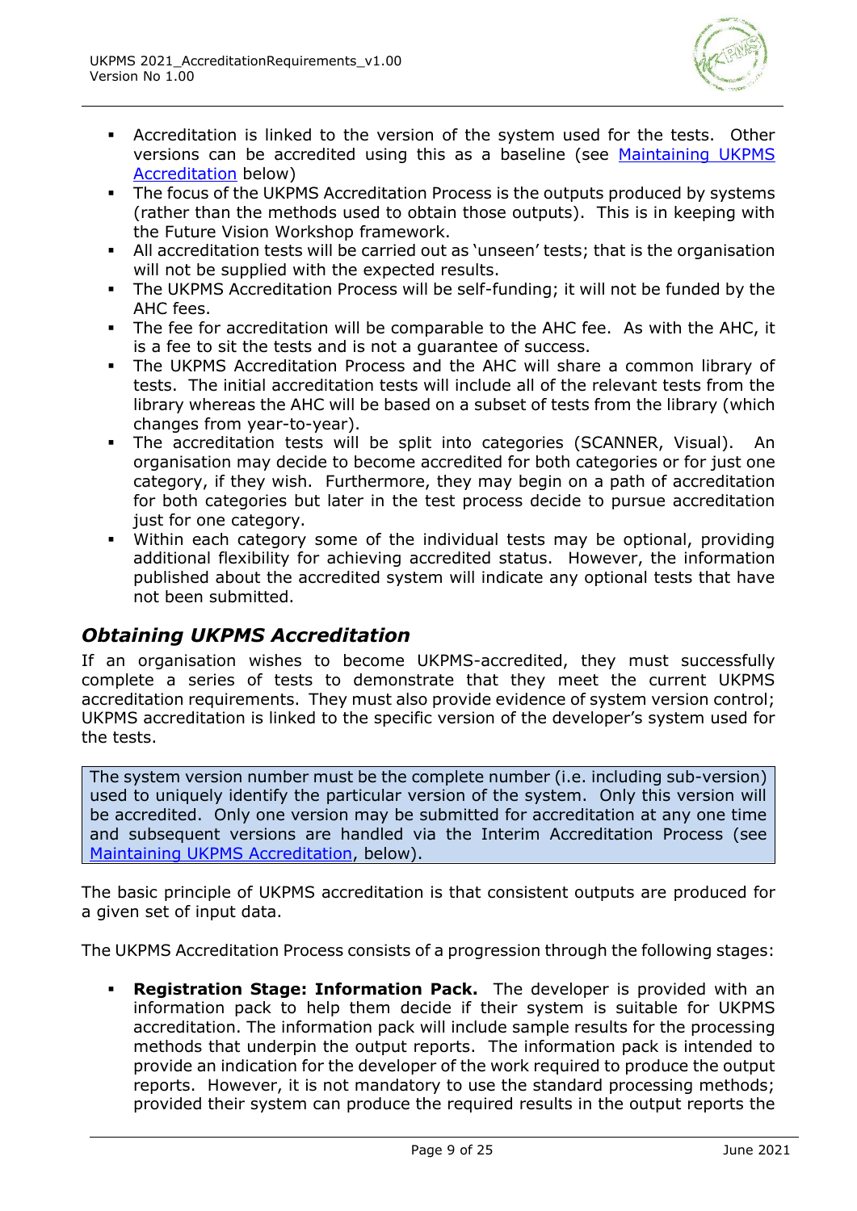- Accreditation is linked to the version of the system used for the tests. Other versions can be accredited using this as a baseline (see Maintaining UKPMS Accreditation below)
- The focus of the UKPMS Accreditation Process is the outputs produced by systems (rather than the methods used to obtain those outputs). This is in keeping with the Future Vision Workshop framework.
- All accreditation tests will be carried out as 'unseen' tests; that is the organisation will not be supplied with the expected results.
- The UKPMS Accreditation Process will be self-funding; it will not be funded by the AHC fees.
- The fee for accreditation will be comparable to the AHC fee. As with the AHC, it is a fee to sit the tests and is not a guarantee of success.
- The UKPMS Accreditation Process and the AHC will share a common library of tests. The initial accreditation tests will include all of the relevant tests from the library whereas the AHC will be based on a subset of tests from the library (which changes from year-to-year).
- The accreditation tests will be split into categories (SCANNER, Visual). An organisation may decide to become accredited for both categories or for just one category, if they wish. Furthermore, they may begin on a path of accreditation for both categories but later in the test process decide to pursue accreditation just for one category.
- Within each category some of the individual tests may be optional, providing additional flexibility for achieving accredited status. However, the information published about the accredited system will indicate any optional tests that have not been submitted.

## *Obtaining UKPMS Accreditation*

If an organisation wishes to become UKPMS-accredited, they must successfully complete a series of tests to demonstrate that they meet the current UKPMS accreditation requirements. They must also provide evidence of system version control; UKPMS accreditation is linked to the specific version of the developer's system used for the tests.

> The system version number must be the complete number (i.e. including sub-version) used to uniquely identify the particular version of the system. Only this version will be accredited. Only one version may be submitted for accreditation at any one time and subsequent versions are handled via the Interim Accreditation Process (see Maintaining UKPMS Accreditation, below).

The basic principle of UKPMS accreditation is that consistent outputs are produced for a given set of input data.

The UKPMS Accreditation Process consists of a progression through the following stages:

- **Registration Stage: Information Pack.** The developer is provided with an information pack to help them decide if their system is suitable for UKPMS accreditation. The information pack will include sample results for the processing methods that underpin the output reports. The information pack is intended to provide an indication for the developer of the work required to produce the output reports. However, it is not mandatory to use the standard processing methods; provided their system can produce the required results in the output reports the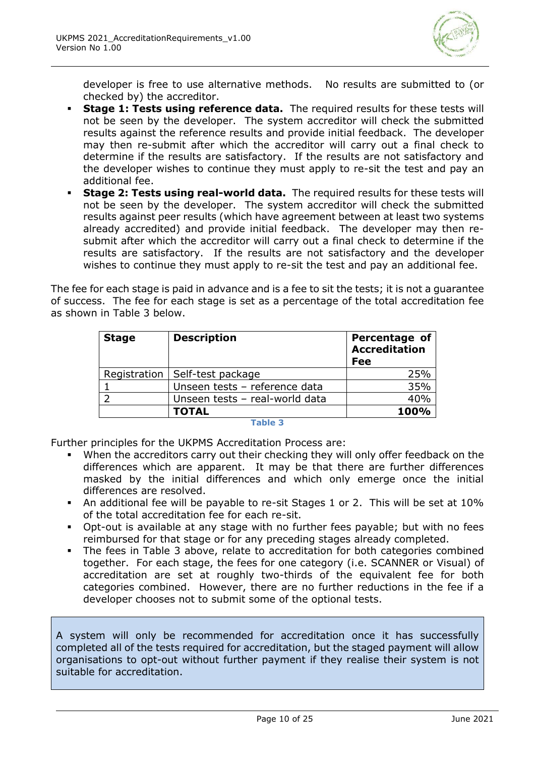developer is free to use alternative methods. No results are submitted to (or checked by) the accreditor.

- **Stage 1: Tests using reference data.** The required results for these tests will not be seen by the developer. The system accreditor will check the submitted results against the reference results and provide initial feedback. The developer may then re-submit after which the accreditor will carry out a final check to determine if the results are satisfactory. If the results are not satisfactory and the developer wishes to continue they must apply to re-sit the test and pay an additional fee.
- **Stage 2: Tests using real-world data.** The required results for these tests will not be seen by the developer. The system accreditor will check the submitted results against peer results (which have agreement between at least two systems already accredited) and provide initial feedback. The developer may then re-submit after which the accreditor will carry out a final check to determine if the results are satisfactory. If the results are not satisfactory and the developer wishes to continue they must apply to re-sit the test and pay an additional fee.

The fee for each stage is paid in advance and is a fee to sit the tests; it is not a guarantee of success. The fee for each stage is set as a percentage of the total accreditation fee as shown in Table 3 below.

| **Stage** | **Description** | **Percentage of Accreditation Fee** |
|---|---|---:|
| Registration | Self-test package | 25% |
| 1 | Unseen tests – reference data | 35% |
| 2 | Unseen tests – real-world data | 40% |
| | **TOTAL** | **100%** |

**Table 3**

Further principles for the UKPMS Accreditation Process are:

- When the accreditors carry out their checking they will only offer feedback on the differences which are apparent. It may be that there are further differences masked by the initial differences and which only emerge once the initial differences are resolved.
- An additional fee will be payable to re-sit Stages 1 or 2. This will be set at 10% of the total accreditation fee for each re-sit.
- Opt-out is available at any stage with no further fees payable; but with no fees reimbursed for that stage or for any preceding stages already completed.
- The fees in Table 3 above, relate to accreditation for both categories combined together. For each stage, the fees for one category (i.e. SCANNER or Visual) of accreditation are set at roughly two-thirds of the equivalent fee for both categories combined. However, there are no further reductions in the fee if a developer chooses not to submit some of the optional tests.

> A system will only be recommended for accreditation once it has successfully completed all of the tests required for accreditation, but the staged payment will allow organisations to opt-out without further payment if they realise their system is not suitable for accreditation.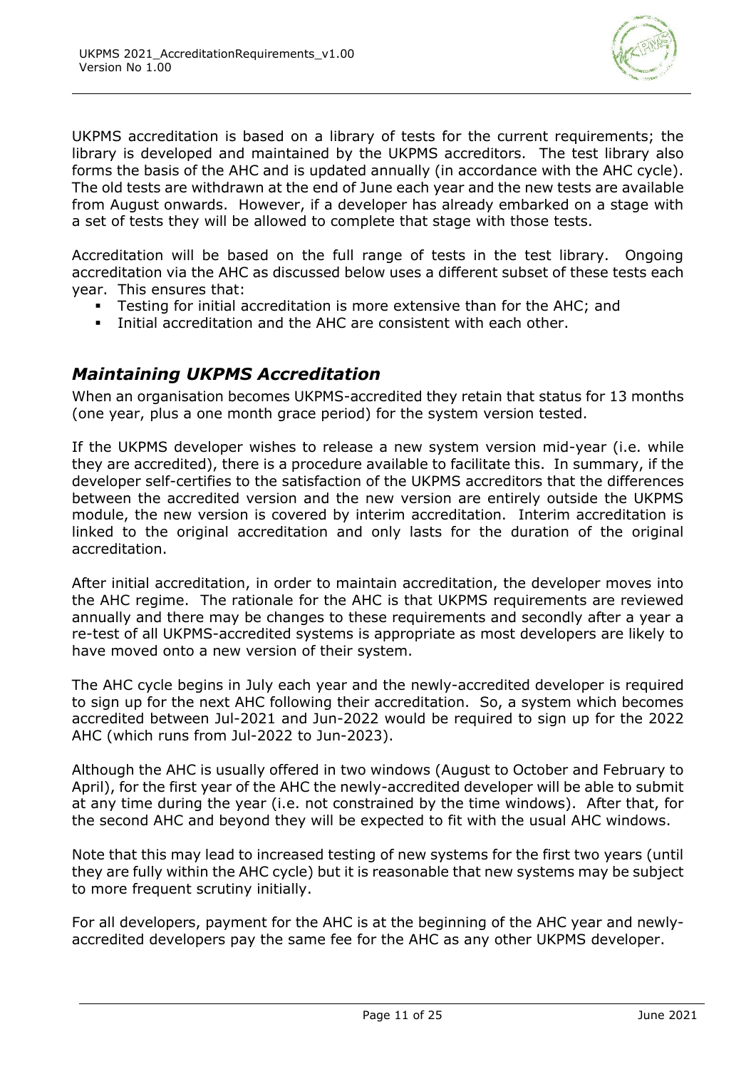UKPMS accreditation is based on a library of tests for the current requirements; the library is developed and maintained by the UKPMS accreditors. The test library also forms the basis of the AHC and is updated annually (in accordance with the AHC cycle). The old tests are withdrawn at the end of June each year and the new tests are available from August onwards. However, if a developer has already embarked on a stage with a set of tests they will be allowed to complete that stage with those tests.

Accreditation will be based on the full range of tests in the test library. Ongoing accreditation via the AHC as discussed below uses a different subset of these tests each year. This ensures that:

- Testing for initial accreditation is more extensive than for the AHC; and
- Initial accreditation and the AHC are consistent with each other.

## *Maintaining UKPMS Accreditation*

When an organisation becomes UKPMS-accredited they retain that status for 13 months (one year, plus a one month grace period) for the system version tested.

If the UKPMS developer wishes to release a new system version mid-year (i.e. while they are accredited), there is a procedure available to facilitate this. In summary, if the developer self-certifies to the satisfaction of the UKPMS accreditors that the differences between the accredited version and the new version are entirely outside the UKPMS module, the new version is covered by interim accreditation. Interim accreditation is linked to the original accreditation and only lasts for the duration of the original accreditation.

After initial accreditation, in order to maintain accreditation, the developer moves into the AHC regime. The rationale for the AHC is that UKPMS requirements are reviewed annually and there may be changes to these requirements and secondly after a year a re-test of all UKPMS-accredited systems is appropriate as most developers are likely to have moved onto a new version of their system.

The AHC cycle begins in July each year and the newly-accredited developer is required to sign up for the next AHC following their accreditation. So, a system which becomes accredited between Jul-2021 and Jun-2022 would be required to sign up for the 2022 AHC (which runs from Jul-2022 to Jun-2023).

Although the AHC is usually offered in two windows (August to October and February to April), for the first year of the AHC the newly-accredited developer will be able to submit at any time during the year (i.e. not constrained by the time windows). After that, for the second AHC and beyond they will be expected to fit with the usual AHC windows.

Note that this may lead to increased testing of new systems for the first two years (until they are fully within the AHC cycle) but it is reasonable that new systems may be subject to more frequent scrutiny initially.

For all developers, payment for the AHC is at the beginning of the AHC year and newly-accredited developers pay the same fee for the AHC as any other UKPMS developer.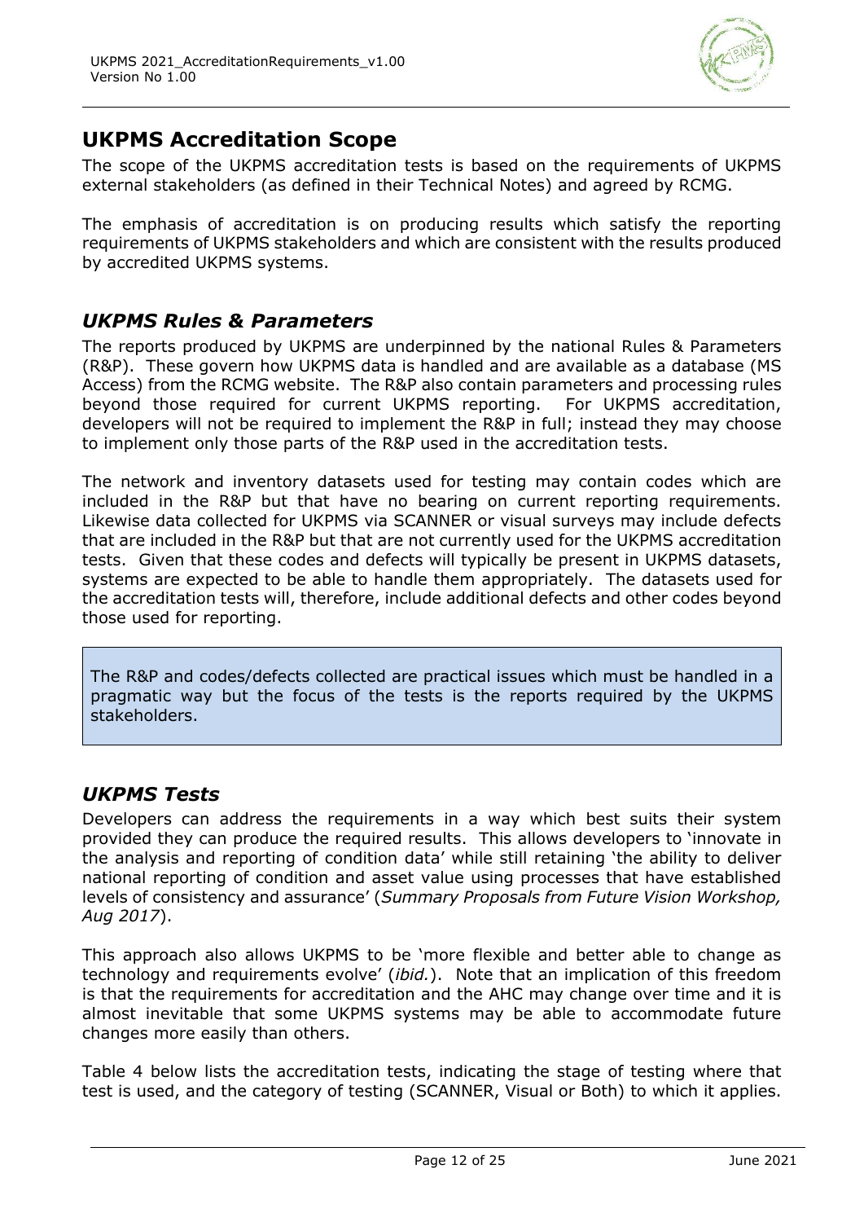## UKPMS Accreditation Scope

The scope of the UKPMS accreditation tests is based on the requirements of UKPMS external stakeholders (as defined in their Technical Notes) and agreed by RCMG.

The emphasis of accreditation is on producing results which satisfy the reporting requirements of UKPMS stakeholders and which are consistent with the results produced by accredited UKPMS systems.

### *UKPMS Rules & Parameters*

The reports produced by UKPMS are underpinned by the national Rules & Parameters (R&P). These govern how UKPMS data is handled and are available as a database (MS Access) from the RCMG website. The R&P also contain parameters and processing rules beyond those required for current UKPMS reporting. For UKPMS accreditation, developers will not be required to implement the R&P in full; instead they may choose to implement only those parts of the R&P used in the accreditation tests.

The network and inventory datasets used for testing may contain codes which are included in the R&P but that have no bearing on current reporting requirements. Likewise data collected for UKPMS via SCANNER or visual surveys may include defects that are included in the R&P but that are not currently used for the UKPMS accreditation tests. Given that these codes and defects will typically be present in UKPMS datasets, systems are expected to be able to handle them appropriately. The datasets used for the accreditation tests will, therefore, include additional defects and other codes beyond those used for reporting.

> The R&P and codes/defects collected are practical issues which must be handled in a pragmatic way but the focus of the tests is the reports required by the UKPMS stakeholders.

### *UKPMS Tests*

Developers can address the requirements in a way which best suits their system provided they can produce the required results. This allows developers to 'innovate in the analysis and reporting of condition data' while still retaining 'the ability to deliver national reporting of condition and asset value using processes that have established levels of consistency and assurance' (*Summary Proposals from Future Vision Workshop, Aug 2017*).

This approach also allows UKPMS to be 'more flexible and better able to change as technology and requirements evolve' (*ibid.*). Note that an implication of this freedom is that the requirements for accreditation and the AHC may change over time and it is almost inevitable that some UKPMS systems may be able to accommodate future changes more easily than others.

Table 4 below lists the accreditation tests, indicating the stage of testing where that test is used, and the category of testing (SCANNER, Visual or Both) to which it applies.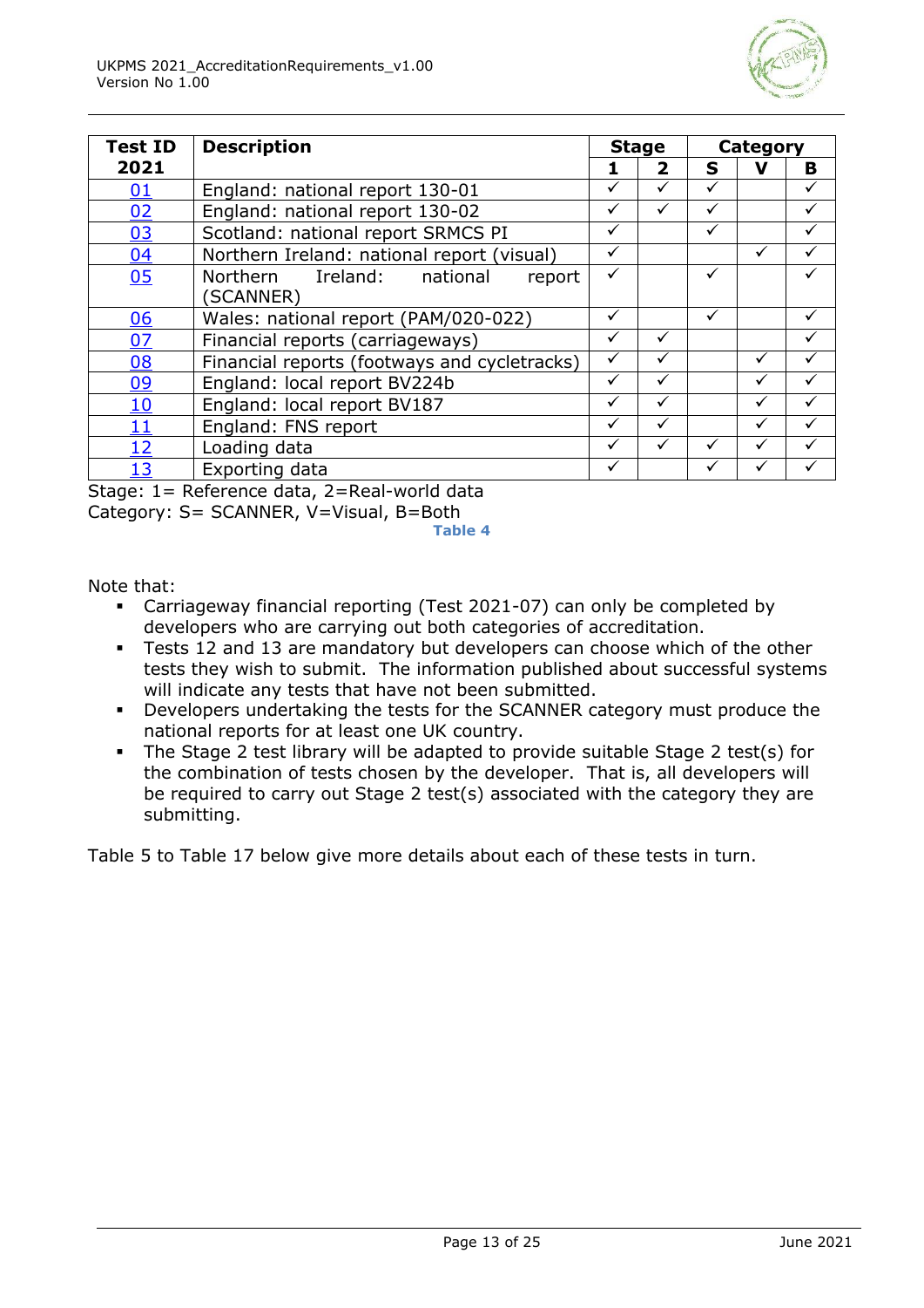| Test ID 2021 | Description | Stage | | Category | | |
|---|---|---|---|---|---|---|
| | | 1 | 2 | S | V | B |
| 01 | England: national report 130-01 | ✓ | ✓ | ✓ | | ✓ |
| 02 | England: national report 130-02 | ✓ | ✓ | ✓ | | ✓ |
| 03 | Scotland: national report SRMCS PI | ✓ | | ✓ | | ✓ |
| 04 | Northern Ireland: national report (visual) | ✓ | | | ✓ | ✓ |
| 05 | Northern Ireland: national report (SCANNER) | ✓ | | ✓ | | ✓ |
| 06 | Wales: national report (PAM/020-022) | ✓ | | ✓ | | ✓ |
| 07 | Financial reports (carriageways) | ✓ | ✓ | | | ✓ |
| 08 | Financial reports (footways and cycletracks) | ✓ | ✓ | | ✓ | ✓ |
| 09 | England: local report BV224b | ✓ | ✓ | | ✓ | ✓ |
| 10 | England: local report BV187 | ✓ | ✓ | | ✓ | ✓ |
| 11 | England: FNS report | ✓ | ✓ | | ✓ | ✓ |
| 12 | Loading data | ✓ | ✓ | ✓ | ✓ | ✓ |
| 13 | Exporting data | ✓ | | ✓ | ✓ | ✓ |

Stage: 1= Reference data, 2=Real-world data
Category: S= SCANNER, V=Visual, B=Both

**Table 4**

Note that:

- Carriageway financial reporting (Test 2021-07) can only be completed by developers who are carrying out both categories of accreditation.
- Tests 12 and 13 are mandatory but developers can choose which of the other tests they wish to submit. The information published about successful systems will indicate any tests that have not been submitted.
- Developers undertaking the tests for the SCANNER category must produce the national reports for at least one UK country.
- The Stage 2 test library will be adapted to provide suitable Stage 2 test(s) for the combination of tests chosen by the developer. That is, all developers will be required to carry out Stage 2 test(s) associated with the category they are submitting.

Table 5 to Table 17 below give more details about each of these tests in turn.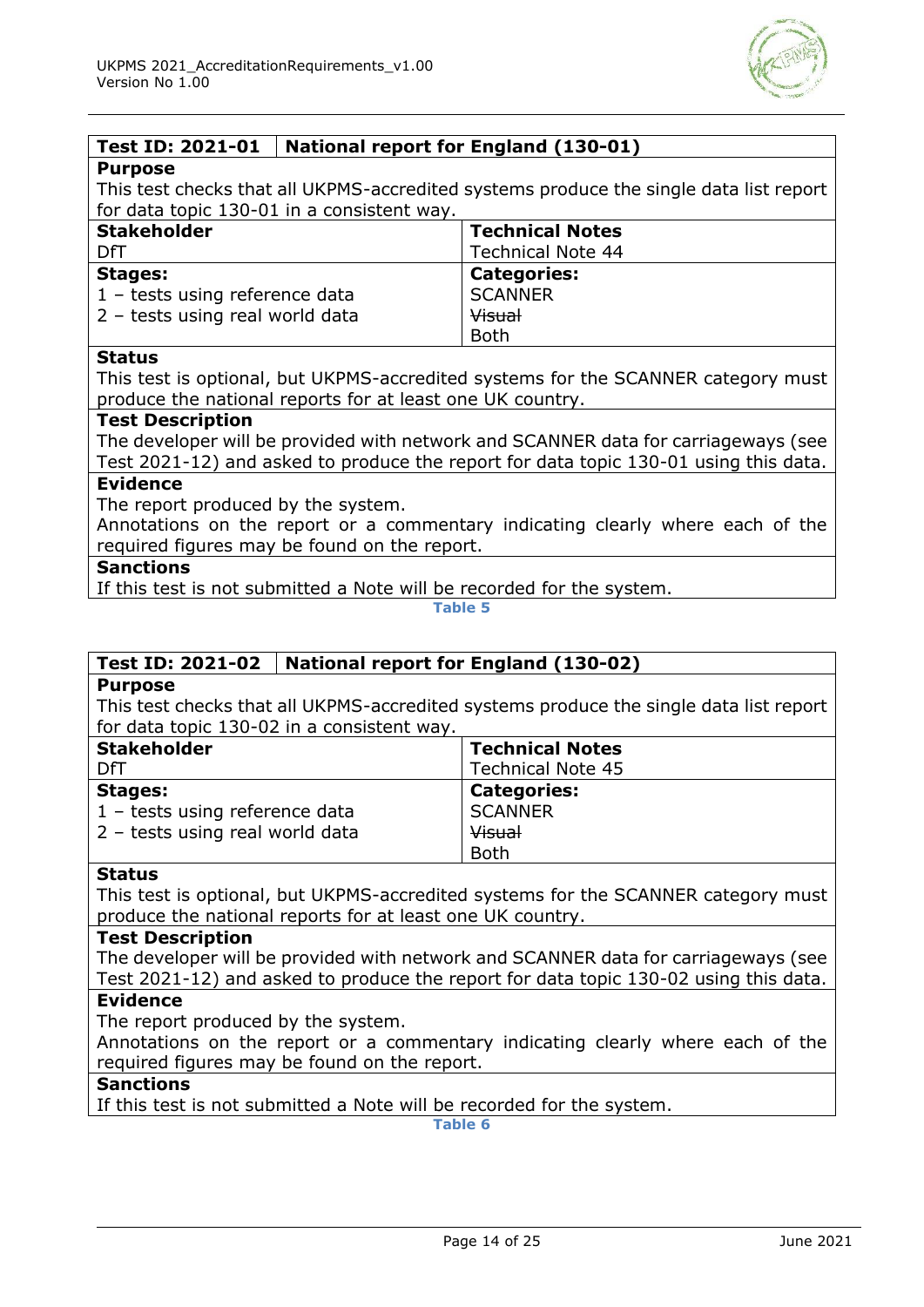| Test ID: 2021-01 | National report for England (130-01) |
|---|---|
| **Purpose**<br>This test checks that all UKPMS-accredited systems produce the single data list report for data topic 130-01 in a consistent way. | |
| **Stakeholder**<br>DfT | **Technical Notes**<br>Technical Note 44 |
| **Stages:**<br>1 – tests using reference data<br>2 – tests using real world data | **Categories:**<br>SCANNER<br>~~Visual~~<br>Both |
| **Status**<br>This test is optional, but UKPMS-accredited systems for the SCANNER category must produce the national reports for at least one UK country. | |
| **Test Description**<br>The developer will be provided with network and SCANNER data for carriageways (see Test 2021-12) and asked to produce the report for data topic 130-01 using this data. | |
| **Evidence**<br>The report produced by the system.<br>Annotations on the report or a commentary indicating clearly where each of the required figures may be found on the report. | |
| **Sanctions**<br>If this test is not submitted a Note will be recorded for the system. | |

Table 5

| Test ID: 2021-02 | National report for England (130-02) |
|---|---|
| **Purpose**<br>This test checks that all UKPMS-accredited systems produce the single data list report for data topic 130-02 in a consistent way. | |
| **Stakeholder**<br>DfT | **Technical Notes**<br>Technical Note 45 |
| **Stages:**<br>1 – tests using reference data<br>2 – tests using real world data | **Categories:**<br>SCANNER<br>~~Visual~~<br>Both |
| **Status**<br>This test is optional, but UKPMS-accredited systems for the SCANNER category must produce the national reports for at least one UK country. | |
| **Test Description**<br>The developer will be provided with network and SCANNER data for carriageways (see Test 2021-12) and asked to produce the report for data topic 130-02 using this data. | |
| **Evidence**<br>The report produced by the system.<br>Annotations on the report or a commentary indicating clearly where each of the required figures may be found on the report. | |
| **Sanctions**<br>If this test is not submitted a Note will be recorded for the system. | |

Table 6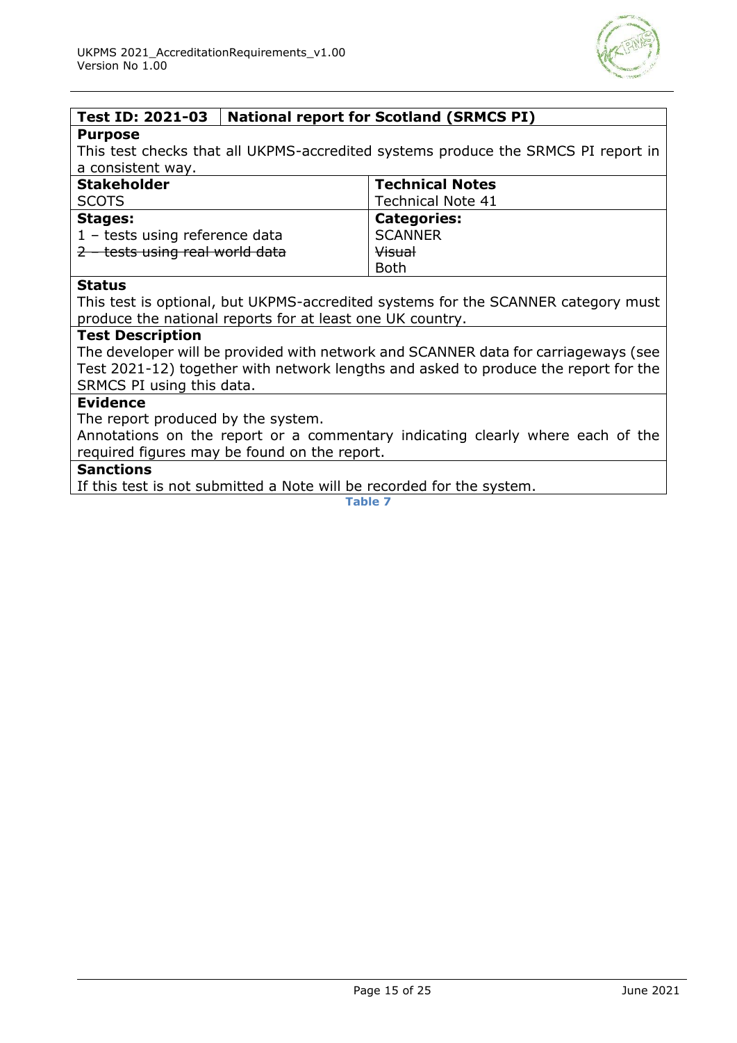| **Test ID: 2021-03** | **National report for Scotland (SRMCS PI)** |
|---|---|
| **Purpose**<br>This test checks that all UKPMS-accredited systems produce the SRMCS PI report in a consistent way. | |
| **Stakeholder**<br>SCOTS | **Technical Notes**<br>Technical Note 41 |
| **Stages:**<br>1 – tests using reference data<br>~~2 – tests using real world data~~ | **Categories:**<br>SCANNER<br>~~Visual~~<br>Both |
| **Status**<br>This test is optional, but UKPMS-accredited systems for the SCANNER category must produce the national reports for at least one UK country. | |
| **Test Description**<br>The developer will be provided with network and SCANNER data for carriageways (see Test 2021-12) together with network lengths and asked to produce the report for the SRMCS PI using this data. | |
| **Evidence**<br>The report produced by the system.<br>Annotations on the report or a commentary indicating clearly where each of the required figures may be found on the report. | |
| **Sanctions**<br>If this test is not submitted a Note will be recorded for the system. | |

**Table 7**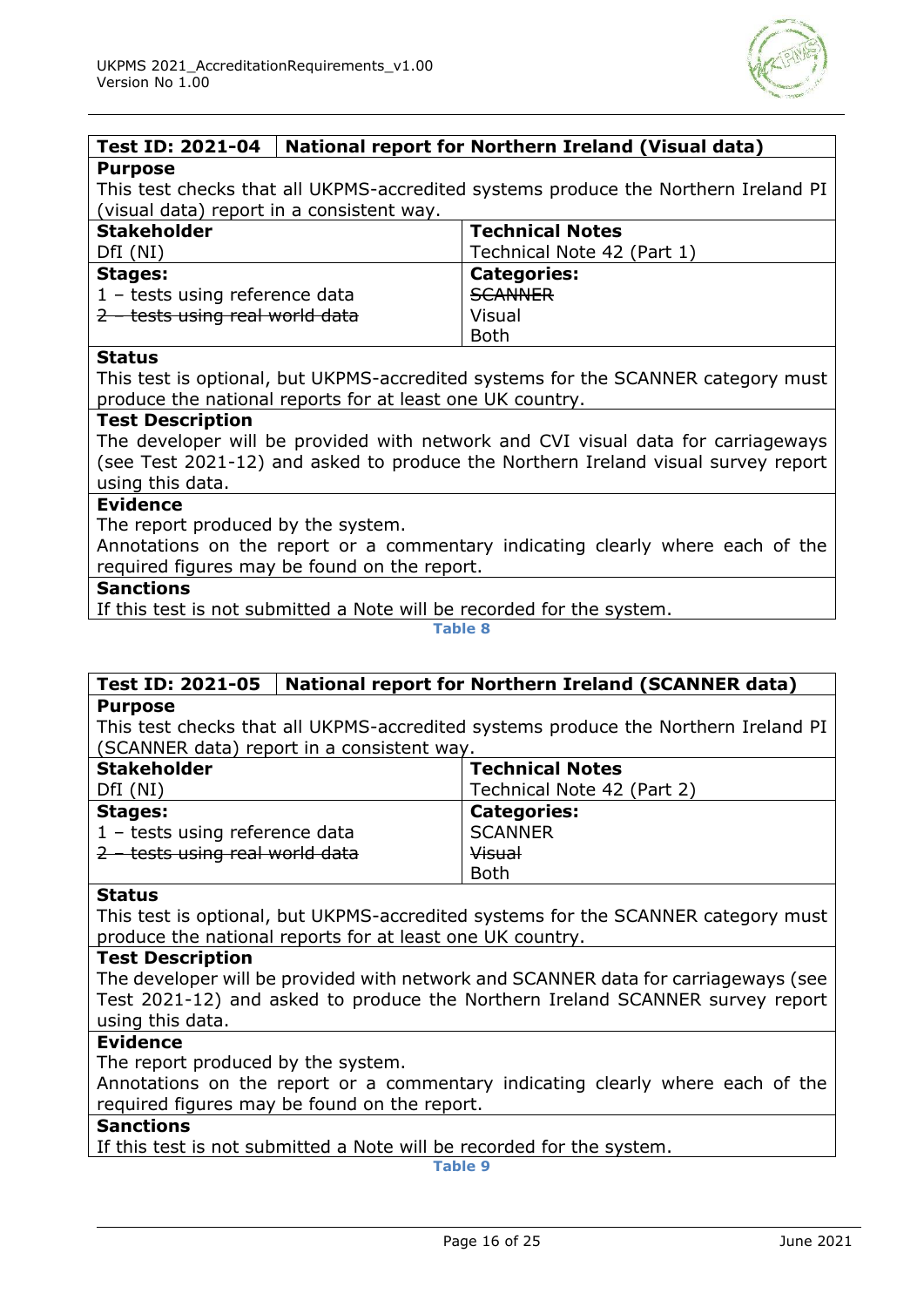| Test ID: 2021-04 | National report for Northern Ireland (Visual data) |
|---|---|
| **Purpose**<br>This test checks that all UKPMS-accredited systems produce the Northern Ireland PI (visual data) report in a consistent way. | |
| **Stakeholder**<br>DfI (NI) | **Technical Notes**<br>Technical Note 42 (Part 1) |
| **Stages:**<br>1 – tests using reference data<br>~~2 – tests using real world data~~ | **Categories:**<br>~~SCANNER~~<br>Visual<br>Both |
| **Status**<br>This test is optional, but UKPMS-accredited systems for the SCANNER category must produce the national reports for at least one UK country. | |
| **Test Description**<br>The developer will be provided with network and CVI visual data for carriageways (see Test 2021-12) and asked to produce the Northern Ireland visual survey report using this data. | |
| **Evidence**<br>The report produced by the system.<br>Annotations on the report or a commentary indicating clearly where each of the required figures may be found on the report. | |
| **Sanctions**<br>If this test is not submitted a Note will be recorded for the system. | |

**Table 8**

| Test ID: 2021-05 | National report for Northern Ireland (SCANNER data) |
|---|---|
| **Purpose**<br>This test checks that all UKPMS-accredited systems produce the Northern Ireland PI (SCANNER data) report in a consistent way. | |
| **Stakeholder**<br>DfI (NI) | **Technical Notes**<br>Technical Note 42 (Part 2) |
| **Stages:**<br>1 – tests using reference data<br>~~2 – tests using real world data~~ | **Categories:**<br>SCANNER<br>~~Visual~~<br>Both |
| **Status**<br>This test is optional, but UKPMS-accredited systems for the SCANNER category must produce the national reports for at least one UK country. | |
| **Test Description**<br>The developer will be provided with network and SCANNER data for carriageways (see Test 2021-12) and asked to produce the Northern Ireland SCANNER survey report using this data. | |
| **Evidence**<br>The report produced by the system.<br>Annotations on the report or a commentary indicating clearly where each of the required figures may be found on the report. | |
| **Sanctions**<br>If this test is not submitted a Note will be recorded for the system. | |

**Table 9**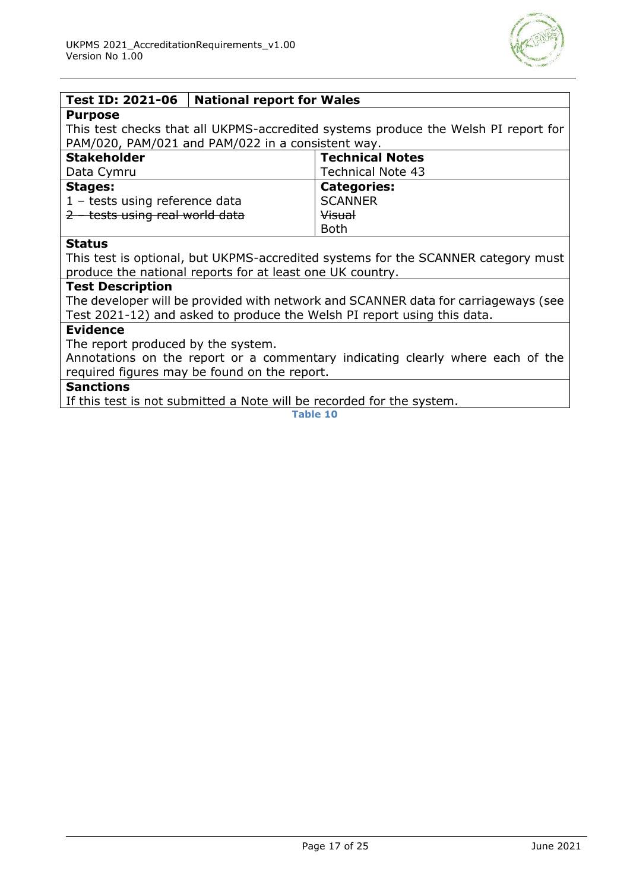| **Test ID: 2021-06** | **National report for Wales** |
|---|---|
| **Purpose** | |
| This test checks that all UKPMS-accredited systems produce the Welsh PI report for PAM/020, PAM/021 and PAM/022 in a consistent way. | |
| **Stakeholder** | **Technical Notes** |
| Data Cymru | Technical Note 43 |
| **Stages:**<br>1 – tests using reference data<br>~~2 – tests using real world data~~ | **Categories:**<br>SCANNER<br>~~Visual~~<br>Both |
| **Status** | |
| This test is optional, but UKPMS-accredited systems for the SCANNER category must produce the national reports for at least one UK country. | |
| **Test Description** | |
| The developer will be provided with network and SCANNER data for carriageways (see Test 2021-12) and asked to produce the Welsh PI report using this data. | |
| **Evidence** | |
| The report produced by the system.<br>Annotations on the report or a commentary indicating clearly where each of the required figures may be found on the report. | |
| **Sanctions** | |
| If this test is not submitted a Note will be recorded for the system. | |

**Table 10**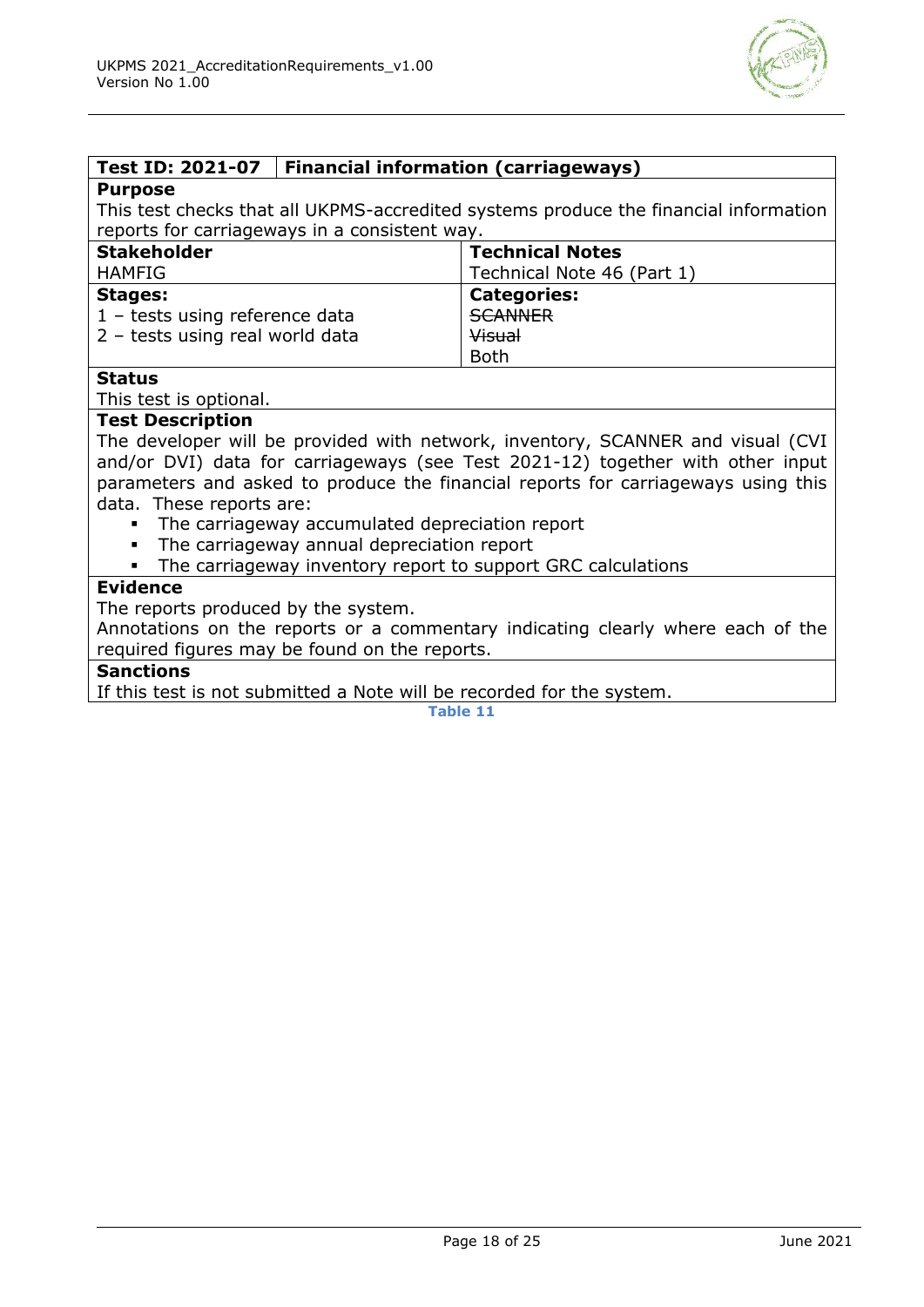| Test ID: 2021-07 | Financial information (carriageways) |
|---|---|
| **Purpose**<br>This test checks that all UKPMS-accredited systems produce the financial information reports for carriageways in a consistent way. | |
| **Stakeholder**<br>HAMFIG | **Technical Notes**<br>Technical Note 46 (Part 1) |
| **Stages:**<br>1 – tests using reference data<br>2 – tests using real world data | **Categories:**<br>~~SCANNER~~<br>~~Visual~~<br>Both |
| **Status**<br>This test is optional. | |
| **Test Description**<br>The developer will be provided with network, inventory, SCANNER and visual (CVI and/or DVI) data for carriageways (see Test 2021-12) together with other input parameters and asked to produce the financial reports for carriageways using this data. These reports are:<br>▪ The carriageway accumulated depreciation report<br>▪ The carriageway annual depreciation report<br>▪ The carriageway inventory report to support GRC calculations | |
| **Evidence**<br>The reports produced by the system.<br>Annotations on the reports or a commentary indicating clearly where each of the required figures may be found on the reports. | |
| **Sanctions**<br>If this test is not submitted a Note will be recorded for the system. | |

Table 11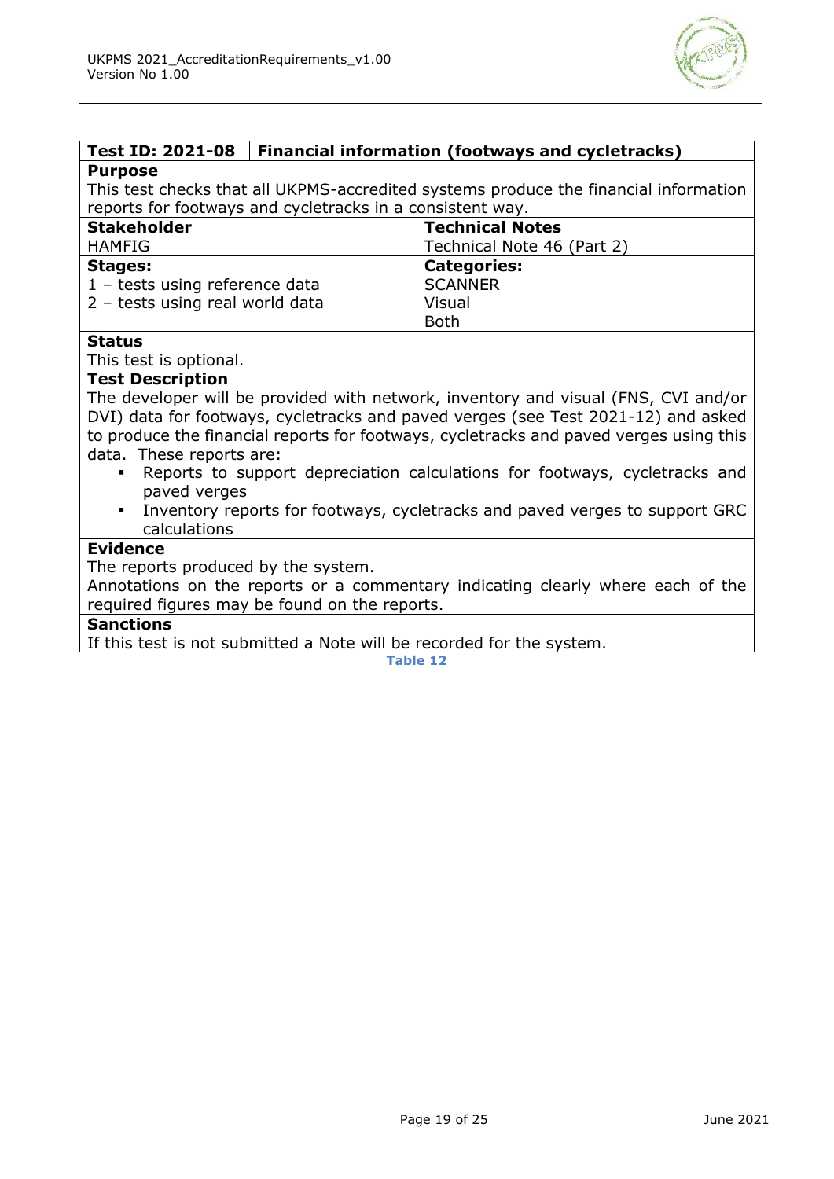| Test ID: 2021-08 | Financial information (footways and cycletracks) |
|---|---|

**Purpose**

This test checks that all UKPMS-accredited systems produce the financial information reports for footways and cycletracks in a consistent way.

| **Stakeholder** | **Technical Notes** |
|---|---|
| HAMFIG | Technical Note 46 (Part 2) |
| **Stages:**<br>1 – tests using reference data<br>2 – tests using real world data | **Categories:**<br>~~SCANNER~~<br>Visual<br>Both |

**Status**

This test is optional.

**Test Description**

The developer will be provided with network, inventory and visual (FNS, CVI and/or DVI) data for footways, cycletracks and paved verges (see Test 2021-12) and asked to produce the financial reports for footways, cycletracks and paved verges using this data. These reports are:

- Reports to support depreciation calculations for footways, cycletracks and paved verges
- Inventory reports for footways, cycletracks and paved verges to support GRC calculations

**Evidence**

The reports produced by the system.

Annotations on the reports or a commentary indicating clearly where each of the required figures may be found on the reports.

**Sanctions**

If this test is not submitted a Note will be recorded for the system.

Table 12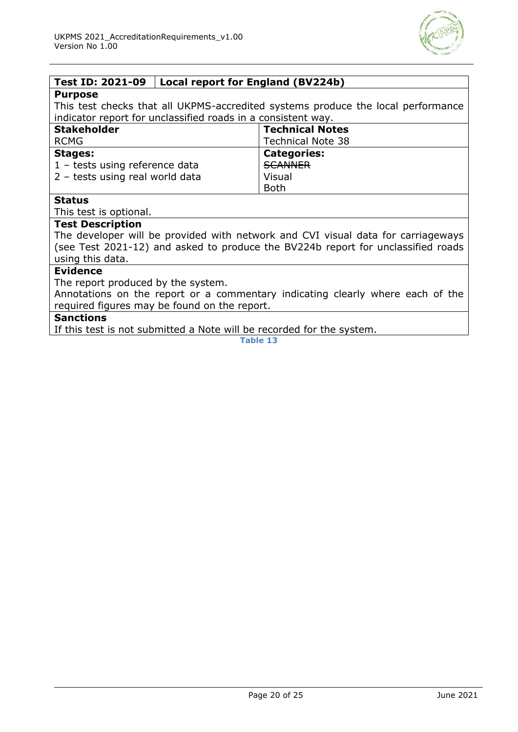| Test ID: 2021-09 | Local report for England (BV224b) |
| --- | --- |
| **Purpose**<br>This test checks that all UKPMS-accredited systems produce the local performance indicator report for unclassified roads in a consistent way. | |
| **Stakeholder**<br>RCMG | **Technical Notes**<br>Technical Note 38 |
| **Stages:**<br>1 – tests using reference data<br>2 – tests using real world data | **Categories:**<br>~~SCANNER~~<br>Visual<br>Both |
| **Status**<br>This test is optional. | |
| **Test Description**<br>The developer will be provided with network and CVI visual data for carriageways (see Test 2021-12) and asked to produce the BV224b report for unclassified roads using this data. | |
| **Evidence**<br>The report produced by the system.<br>Annotations on the report or a commentary indicating clearly where each of the required figures may be found on the report. | |
| **Sanctions**<br>If this test is not submitted a Note will be recorded for the system. | |

Table 13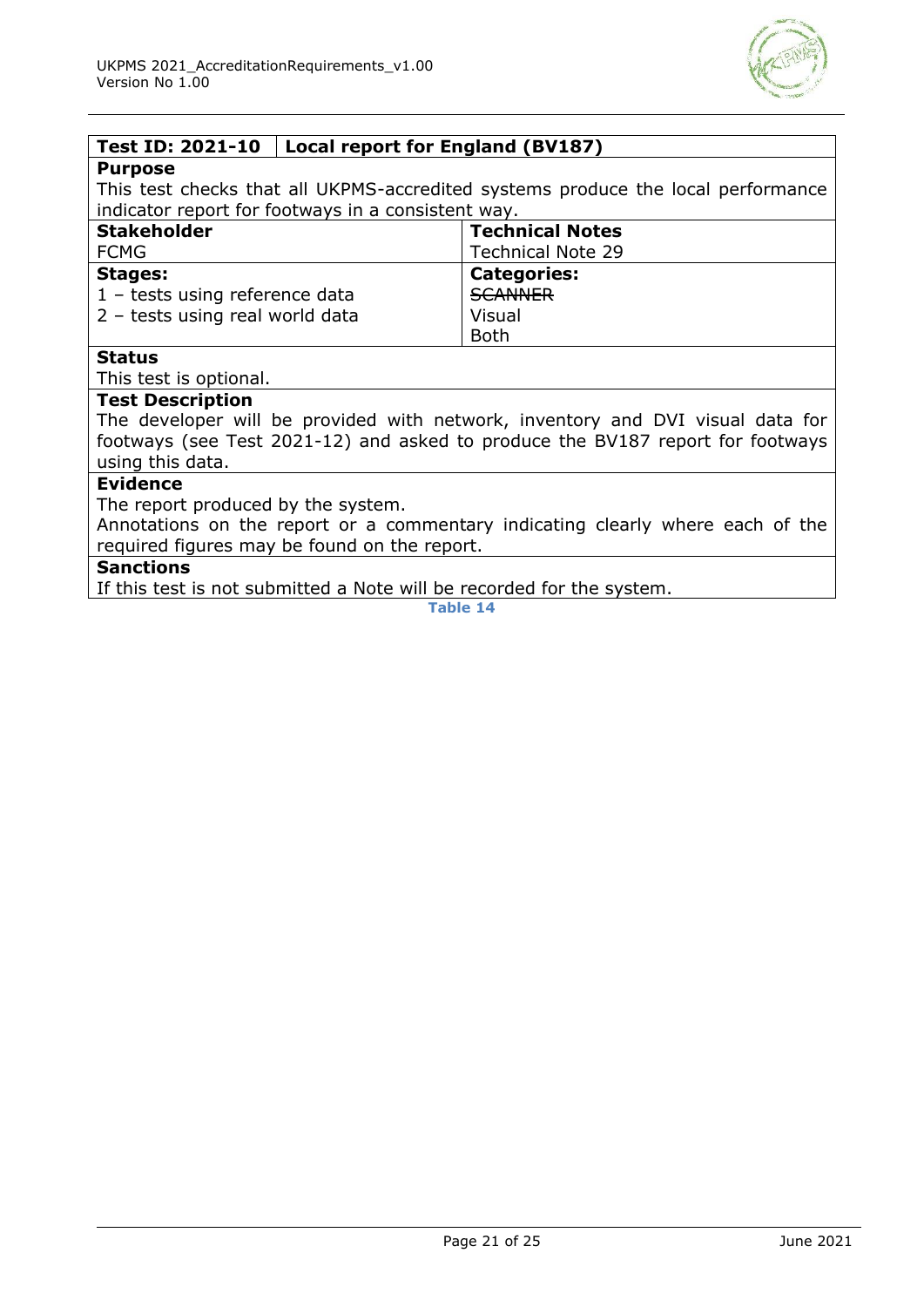| Test ID: 2021-10 | Local report for England (BV187) |
|---|---|
| **Purpose**<br>This test checks that all UKPMS-accredited systems produce the local performance indicator report for footways in a consistent way. | |
| **Stakeholder**<br>FCMG | **Technical Notes**<br>Technical Note 29 |
| **Stages:**<br>1 – tests using reference data<br>2 – tests using real world data | **Categories:**<br>~~SCANNER~~<br>Visual<br>Both |
| **Status**<br>This test is optional. | |
| **Test Description**<br>The developer will be provided with network, inventory and DVI visual data for footways (see Test 2021-12) and asked to produce the BV187 report for footways using this data. | |
| **Evidence**<br>The report produced by the system.<br>Annotations on the report or a commentary indicating clearly where each of the required figures may be found on the report. | |
| **Sanctions**<br>If this test is not submitted a Note will be recorded for the system. | |

Table 14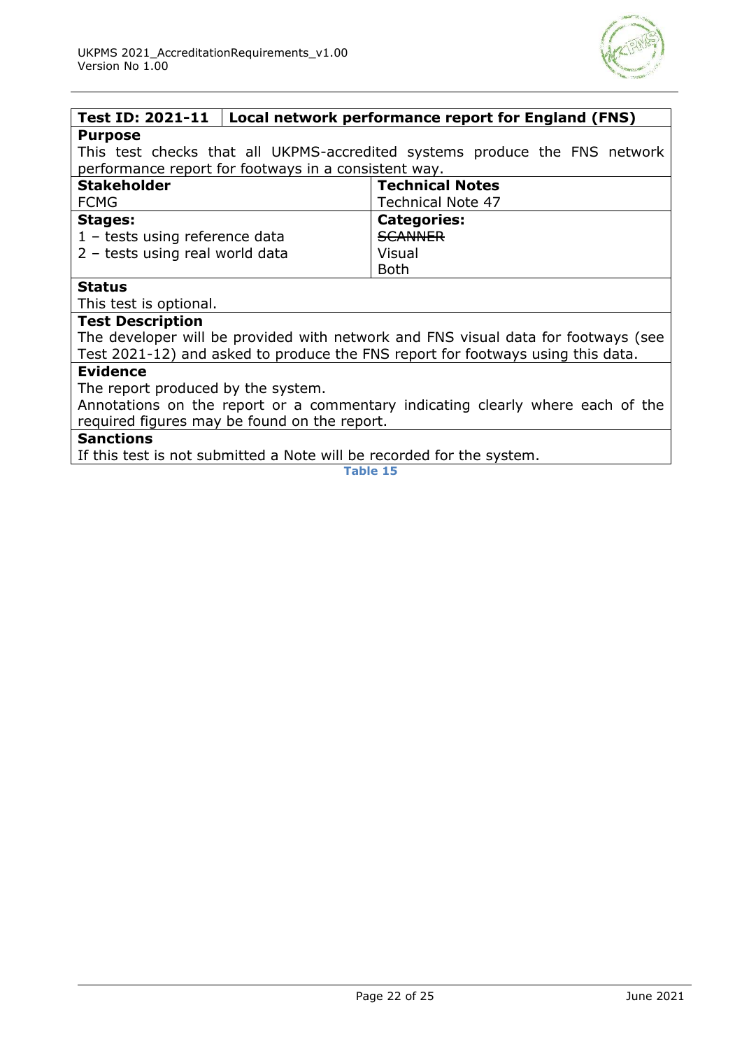| Test ID: 2021-11 | Local network performance report for England (FNS) |
|---|---|
| **Purpose**<br>This test checks that all UKPMS-accredited systems produce the FNS network performance report for footways in a consistent way. | |
| **Stakeholder**<br>FCMG | **Technical Notes**<br>Technical Note 47 |
| **Stages:**<br>1 – tests using reference data<br>2 – tests using real world data | **Categories:**<br>~~SCANNER~~<br>Visual<br>Both |
| **Status**<br>This test is optional. | |
| **Test Description**<br>The developer will be provided with network and FNS visual data for footways (see Test 2021-12) and asked to produce the FNS report for footways using this data. | |
| **Evidence**<br>The report produced by the system.<br>Annotations on the report or a commentary indicating clearly where each of the required figures may be found on the report. | |
| **Sanctions**<br>If this test is not submitted a Note will be recorded for the system. | |

Table 15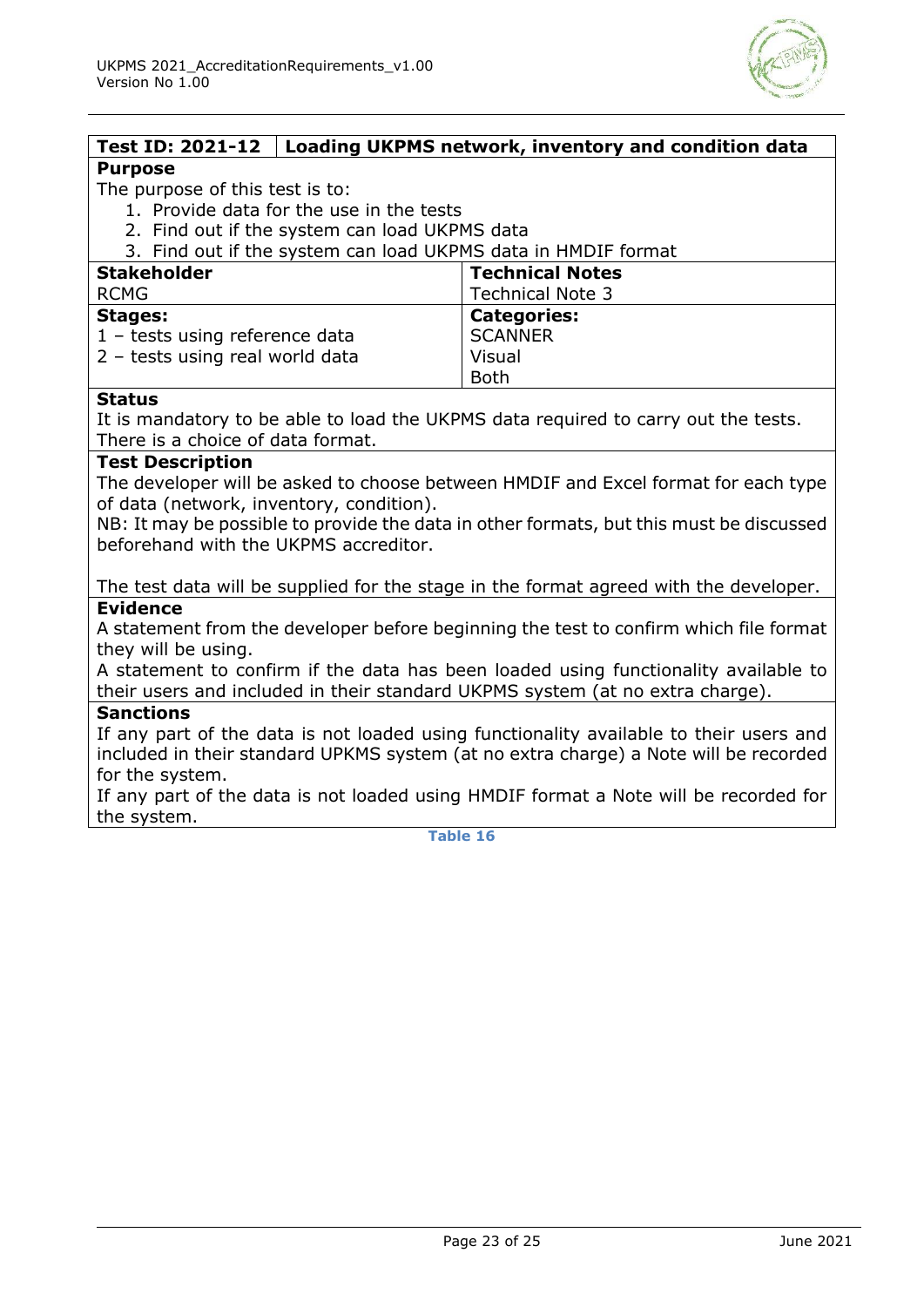| Test ID: 2021-12 | Loading UKPMS network, inventory and condition data |
|---|---|

**Purpose**

The purpose of this test is to:

1. Provide data for the use in the tests
2. Find out if the system can load UKPMS data
3. Find out if the system can load UKPMS data in HMDIF format

| **Stakeholder** | **Technical Notes** |
|---|---|
| RCMG | Technical Note 3 |
| **Stages:**<br>1 – tests using reference data<br>2 – tests using real world data | **Categories:**<br>SCANNER<br>Visual<br>Both |

**Status**

It is mandatory to be able to load the UKPMS data required to carry out the tests. There is a choice of data format.

**Test Description**

The developer will be asked to choose between HMDIF and Excel format for each type of data (network, inventory, condition).

NB: It may be possible to provide the data in other formats, but this must be discussed beforehand with the UKPMS accreditor.

The test data will be supplied for the stage in the format agreed with the developer.

**Evidence**

A statement from the developer before beginning the test to confirm which file format they will be using.

A statement to confirm if the data has been loaded using functionality available to their users and included in their standard UKPMS system (at no extra charge).

**Sanctions**

If any part of the data is not loaded using functionality available to their users and included in their standard UPKMS system (at no extra charge) a Note will be recorded for the system.

If any part of the data is not loaded using HMDIF format a Note will be recorded for the system.

**Table 16**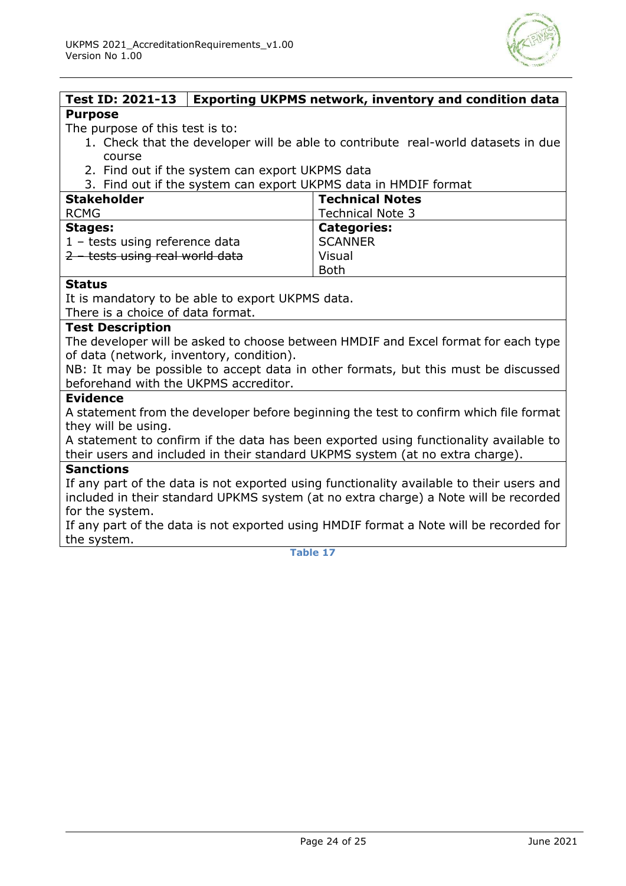| Test ID: 2021-13 | Exporting UKPMS network, inventory and condition data |
|---|---|
| **Purpose**<br>The purpose of this test is to:<br>1. Check that the developer will be able to contribute real-world datasets in due course<br>2. Find out if the system can export UKPMS data<br>3. Find out if the system can export UKPMS data in HMDIF format | |
| **Stakeholder**<br>RCMG | **Technical Notes**<br>Technical Note 3 |
| **Stages:**<br>1 – tests using reference data<br>~~2 – tests using real world data~~ | **Categories:**<br>SCANNER<br>Visual<br>Both |
| **Status**<br>It is mandatory to be able to export UKPMS data.<br>There is a choice of data format. | |
| **Test Description**<br>The developer will be asked to choose between HMDIF and Excel format for each type of data (network, inventory, condition).<br>NB: It may be possible to accept data in other formats, but this must be discussed beforehand with the UKPMS accreditor. | |
| **Evidence**<br>A statement from the developer before beginning the test to confirm which file format they will be using.<br>A statement to confirm if the data has been exported using functionality available to their users and included in their standard UKPMS system (at no extra charge). | |
| **Sanctions**<br>If any part of the data is not exported using functionality available to their users and included in their standard UPKMS system (at no extra charge) a Note will be recorded for the system.<br>If any part of the data is not exported using HMDIF format a Note will be recorded for the system. | |

**Table 17**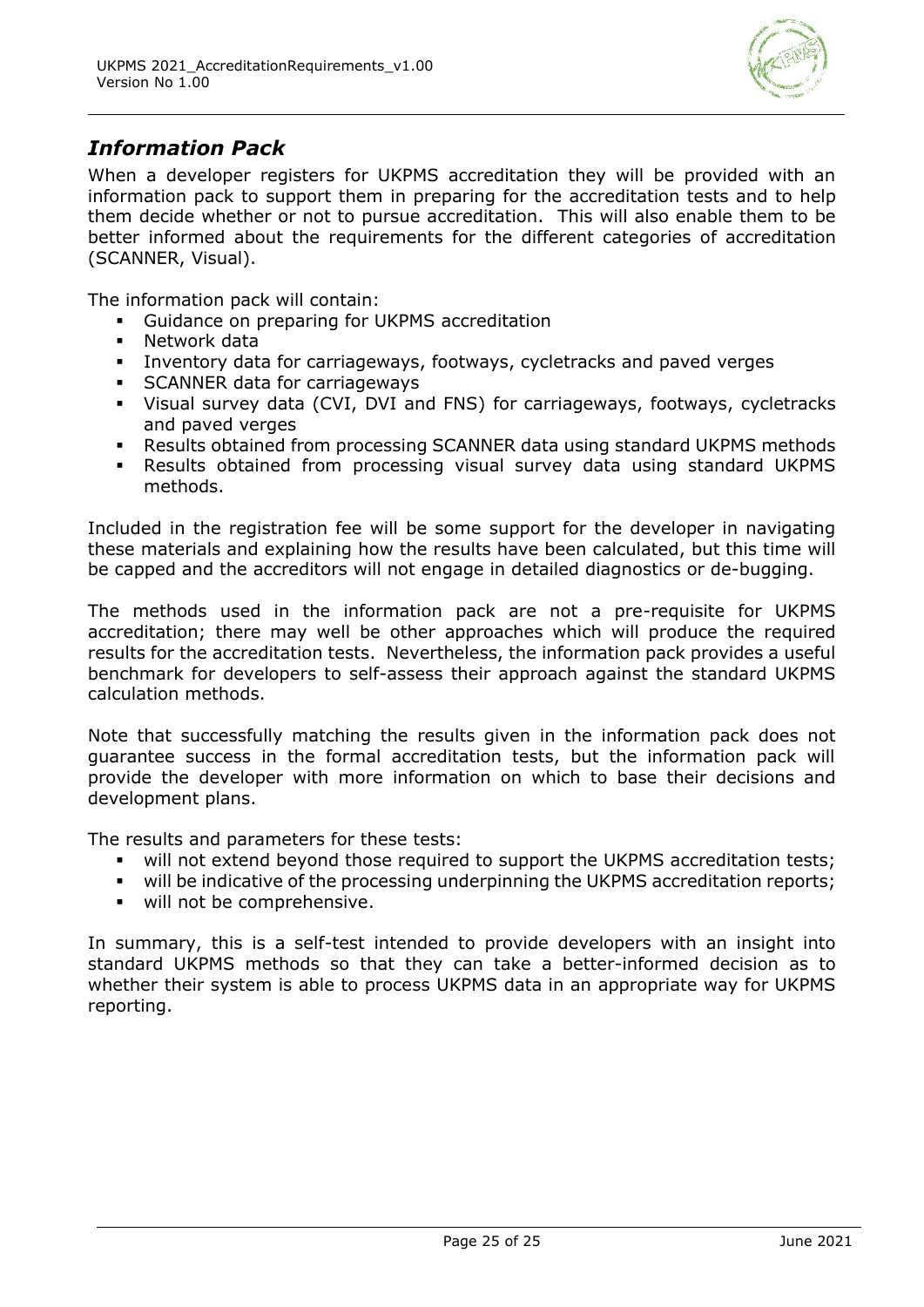## *Information Pack*

When a developer registers for UKPMS accreditation they will be provided with an information pack to support them in preparing for the accreditation tests and to help them decide whether or not to pursue accreditation. This will also enable them to be better informed about the requirements for the different categories of accreditation (SCANNER, Visual).

The information pack will contain:

- Guidance on preparing for UKPMS accreditation
- Network data
- Inventory data for carriageways, footways, cycletracks and paved verges
- SCANNER data for carriageways
- Visual survey data (CVI, DVI and FNS) for carriageways, footways, cycletracks and paved verges
- Results obtained from processing SCANNER data using standard UKPMS methods
- Results obtained from processing visual survey data using standard UKPMS methods.

Included in the registration fee will be some support for the developer in navigating these materials and explaining how the results have been calculated, but this time will be capped and the accreditors will not engage in detailed diagnostics or de-bugging.

The methods used in the information pack are not a pre-requisite for UKPMS accreditation; there may well be other approaches which will produce the required results for the accreditation tests. Nevertheless, the information pack provides a useful benchmark for developers to self-assess their approach against the standard UKPMS calculation methods.

Note that successfully matching the results given in the information pack does not guarantee success in the formal accreditation tests, but the information pack will provide the developer with more information on which to base their decisions and development plans.

The results and parameters for these tests:

- will not extend beyond those required to support the UKPMS accreditation tests;
- will be indicative of the processing underpinning the UKPMS accreditation reports;
- will not be comprehensive.

In summary, this is a self-test intended to provide developers with an insight into standard UKPMS methods so that they can take a better-informed decision as to whether their system is able to process UKPMS data in an appropriate way for UKPMS reporting.